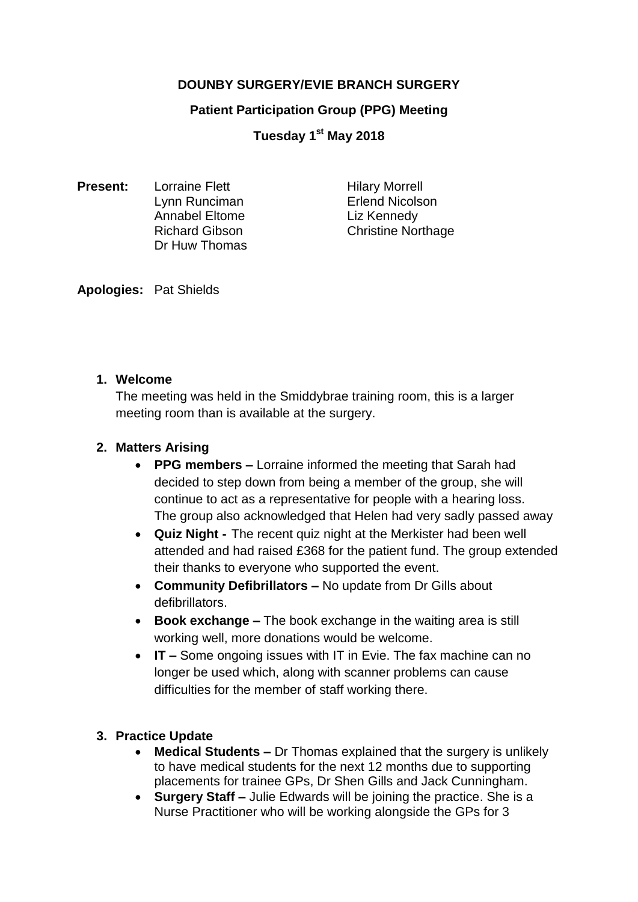**DOUNBY SURGERY/EVIE BRANCH SURGERY**

**Patient Participation Group (PPG) Meeting**

**Tuesday 1st May 2018**

**Present:** Lorraine Flett, Lynn Runciman, Annabel Eltome, Richard Gibson, Dr Huw Thomas, Hilary Morrell, Erlend Nicolson, Liz Kennedy, Christine Northage

**Apologies:** Pat Shields

1. **Welcome**

   The meeting was held in the Smiddybrae training room, this is a larger meeting room than is available at the surgery.

2. **Matters Arising**
   - **PPG members –** Lorraine informed the meeting that Sarah had decided to step down from being a member of the group, she will continue to act as a representative for people with a hearing loss. The group also acknowledged that Helen had very sadly passed away
   - **Quiz Night -** The recent quiz night at the Merkister had been well attended and had raised £368 for the patient fund. The group extended their thanks to everyone who supported the event.
   - **Community Defibrillators –** No update from Dr Gills about defibrillators.
   - **Book exchange –** The book exchange in the waiting area is still working well, more donations would be welcome.
   - **IT –** Some ongoing issues with IT in Evie. The fax machine can no longer be used which, along with scanner problems can cause difficulties for the member of staff working there.

3. **Practice Update**
   - **Medical Students –** Dr Thomas explained that the surgery is unlikely to have medical students for the next 12 months due to supporting placements for trainee GPs, Dr Shen Gills and Jack Cunningham.
   - **Surgery Staff –** Julie Edwards will be joining the practice. She is a Nurse Practitioner who will be working alongside the GPs for 3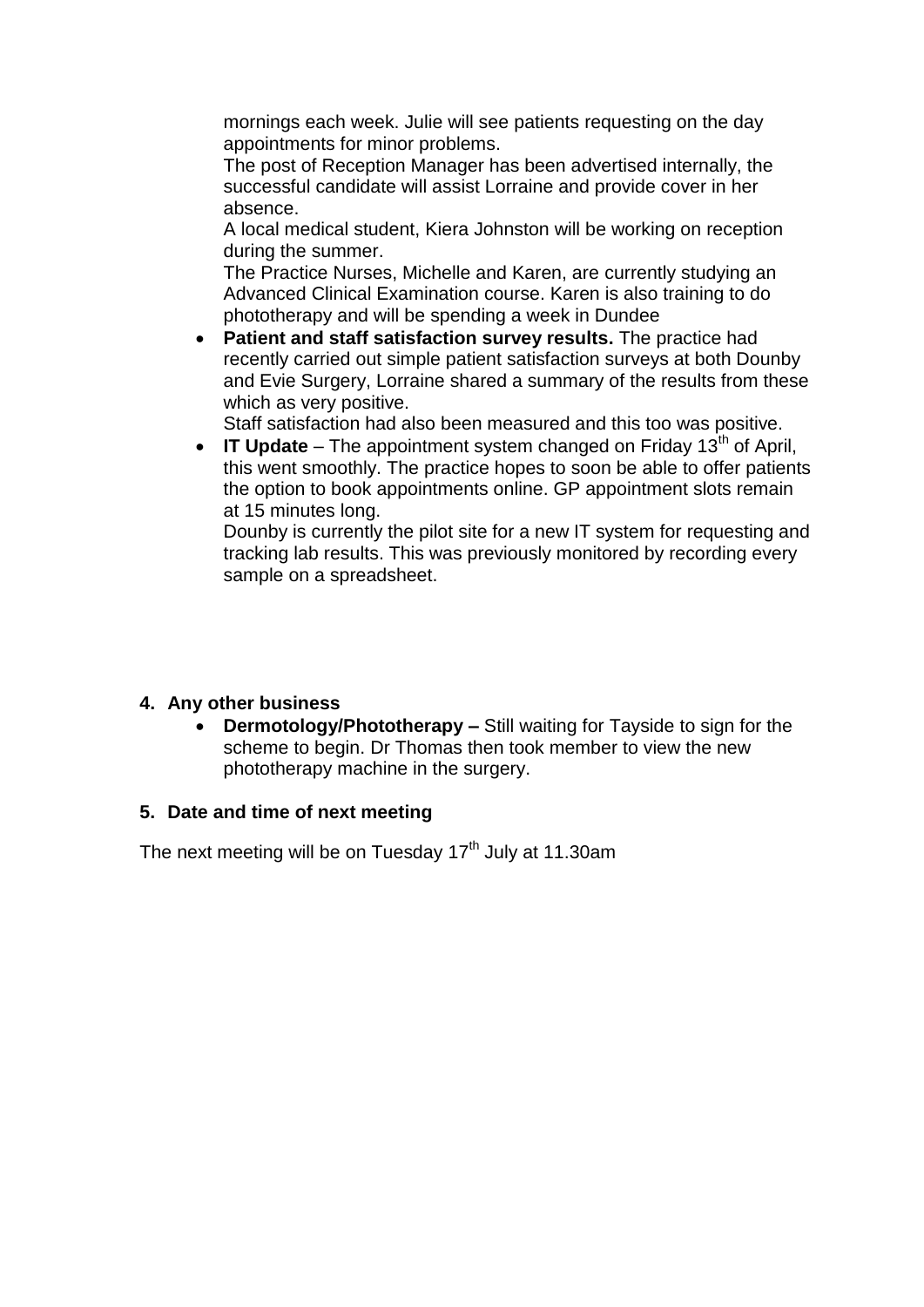mornings each week. Julie will see patients requesting on the day appointments for minor problems.

The post of Reception Manager has been advertised internally, the successful candidate will assist Lorraine and provide cover in her absence.

A local medical student, Kiera Johnston will be working on reception during the summer.

The Practice Nurses, Michelle and Karen, are currently studying an Advanced Clinical Examination course. Karen is also training to do phototherapy and will be spending a week in Dundee

- **Patient and staff satisfaction survey results.** The practice had recently carried out simple patient satisfaction surveys at both Dounby and Evie Surgery, Lorraine shared a summary of the results from these which as very positive.

  Staff satisfaction had also been measured and this too was positive.
- **IT Update** – The appointment system changed on Friday 13th of April, this went smoothly. The practice hopes to soon be able to offer patients the option to book appointments online. GP appointment slots remain at 15 minutes long.

  Dounby is currently the pilot site for a new IT system for requesting and tracking lab results. This was previously monitored by recording every sample on a spreadsheet.

## 4. Any other business

- **Dermotology/Phototherapy –** Still waiting for Tayside to sign for the scheme to begin. Dr Thomas then took member to view the new phototherapy machine in the surgery.

## 5. Date and time of next meeting

The next meeting will be on Tuesday 17th July at 11.30am